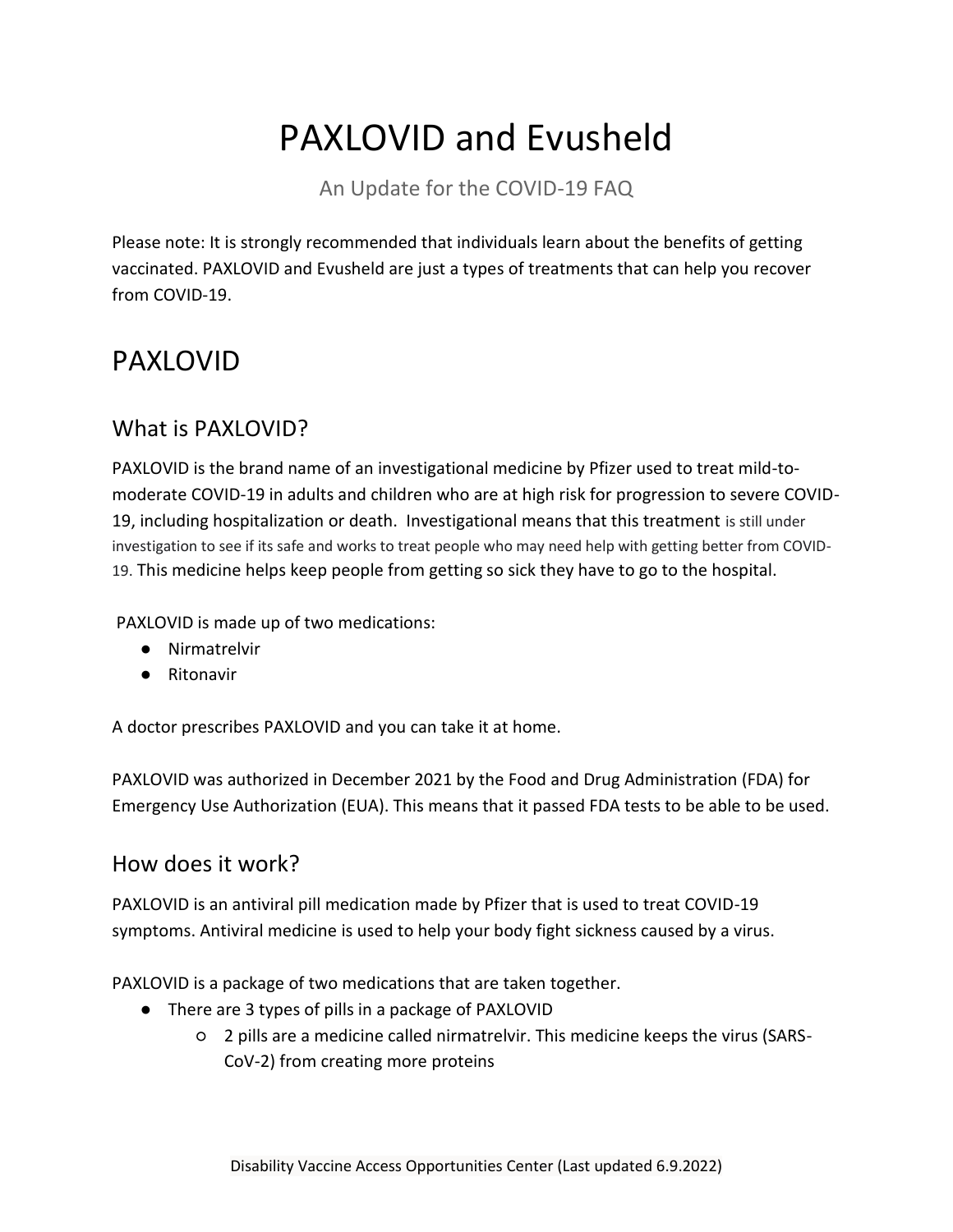# PAXLOVID and Evusheld

An Update for the COVID-19 FAQ

Please note: It is strongly recommended that individuals learn about the benefits of getting vaccinated. PAXLOVID and Evusheld are just a types of treatments that can help you recover from COVID-19.

## PAXLOVID

### What is PAXLOVID?

PAXLOVID is the brand name of an investigational medicine by Pfizer used to treat mild-to-moderate COVID-19 in adults and children who are at high risk for progression to severe COVID-19, including hospitalization or death. Investigational means that this treatment is still under investigation to see if its safe and works to treat people who may need help with getting better from COVID-19. This medicine helps keep people from getting so sick they have to go to the hospital.

PAXLOVID is made up of two medications:

- Nirmatrelvir
- Ritonavir

A doctor prescribes PAXLOVID and you can take it at home.

PAXLOVID was authorized in December 2021 by the Food and Drug Administration (FDA) for Emergency Use Authorization (EUA). This means that it passed FDA tests to be able to be used.

### How does it work?

PAXLOVID is an antiviral pill medication made by Pfizer that is used to treat COVID-19 symptoms. Antiviral medicine is used to help your body fight sickness caused by a virus.

PAXLOVID is a package of two medications that are taken together.

- There are 3 types of pills in a package of PAXLOVID
  - 2 pills are a medicine called nirmatrelvir. This medicine keeps the virus (SARS-CoV-2) from creating more proteins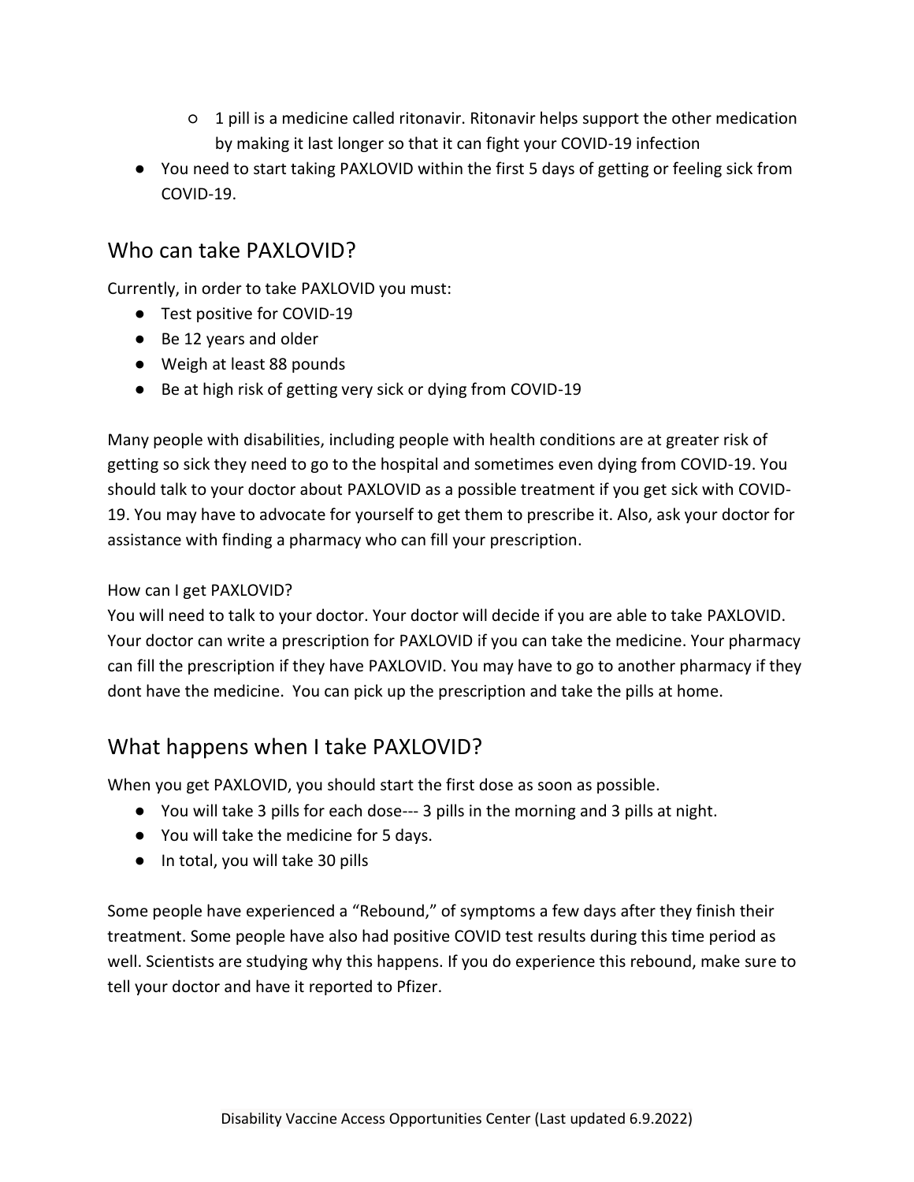- 1 pill is a medicine called ritonavir. Ritonavir helps support the other medication by making it last longer so that it can fight your COVID-19 infection
- You need to start taking PAXLOVID within the first 5 days of getting or feeling sick from COVID-19.

## Who can take PAXLOVID?

Currently, in order to take PAXLOVID you must:

- Test positive for COVID-19
- Be 12 years and older
- Weigh at least 88 pounds
- Be at high risk of getting very sick or dying from COVID-19

Many people with disabilities, including people with health conditions are at greater risk of getting so sick they need to go to the hospital and sometimes even dying from COVID-19. You should talk to your doctor about PAXLOVID as a possible treatment if you get sick with COVID-19. You may have to advocate for yourself to get them to prescribe it. Also, ask your doctor for assistance with finding a pharmacy who can fill your prescription.

How can I get PAXLOVID?

You will need to talk to your doctor. Your doctor will decide if you are able to take PAXLOVID. Your doctor can write a prescription for PAXLOVID if you can take the medicine. Your pharmacy can fill the prescription if they have PAXLOVID. You may have to go to another pharmacy if they dont have the medicine. You can pick up the prescription and take the pills at home.

## What happens when I take PAXLOVID?

When you get PAXLOVID, you should start the first dose as soon as possible.

- You will take 3 pills for each dose--- 3 pills in the morning and 3 pills at night.
- You will take the medicine for 5 days.
- In total, you will take 30 pills

Some people have experienced a "Rebound," of symptoms a few days after they finish their treatment. Some people have also had positive COVID test results during this time period as well. Scientists are studying why this happens. If you do experience this rebound, make sure to tell your doctor and have it reported to Pfizer.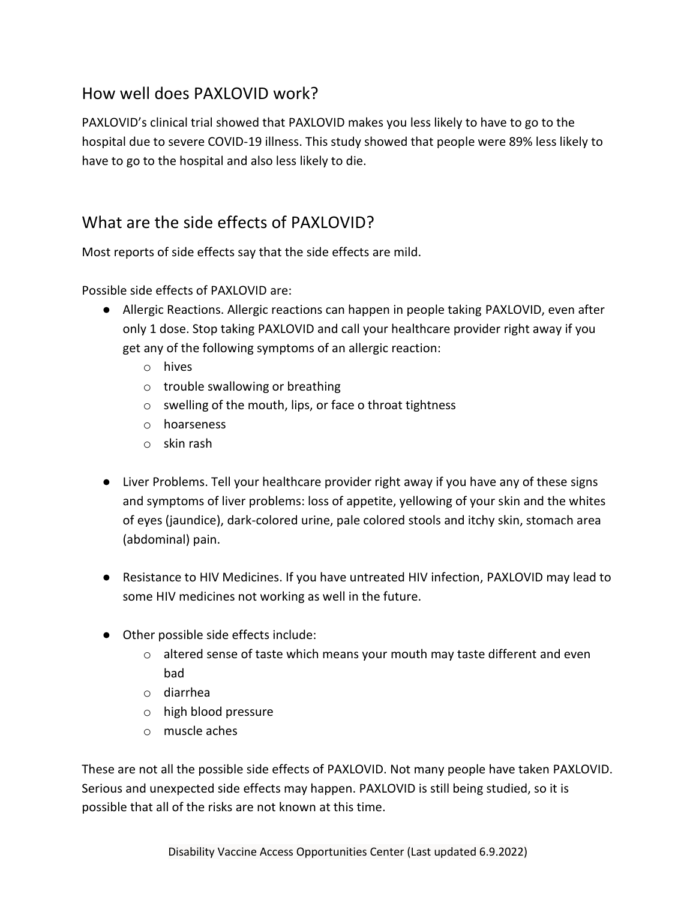## How well does PAXLOVID work?

PAXLOVID's clinical trial showed that PAXLOVID makes you less likely to have to go to the hospital due to severe COVID-19 illness. This study showed that people were 89% less likely to have to go to the hospital and also less likely to die.

## What are the side effects of PAXLOVID?

Most reports of side effects say that the side effects are mild.

Possible side effects of PAXLOVID are:

- Allergic Reactions. Allergic reactions can happen in people taking PAXLOVID, even after only 1 dose. Stop taking PAXLOVID and call your healthcare provider right away if you get any of the following symptoms of an allergic reaction:
  - hives
  - trouble swallowing or breathing
  - swelling of the mouth, lips, or face o throat tightness
  - hoarseness
  - skin rash

- Liver Problems. Tell your healthcare provider right away if you have any of these signs and symptoms of liver problems: loss of appetite, yellowing of your skin and the whites of eyes (jaundice), dark-colored urine, pale colored stools and itchy skin, stomach area (abdominal) pain.

- Resistance to HIV Medicines. If you have untreated HIV infection, PAXLOVID may lead to some HIV medicines not working as well in the future.

- Other possible side effects include:
  - altered sense of taste which means your mouth may taste different and even bad
  - diarrhea
  - high blood pressure
  - muscle aches

These are not all the possible side effects of PAXLOVID. Not many people have taken PAXLOVID. Serious and unexpected side effects may happen. PAXLOVID is still being studied, so it is possible that all of the risks are not known at this time.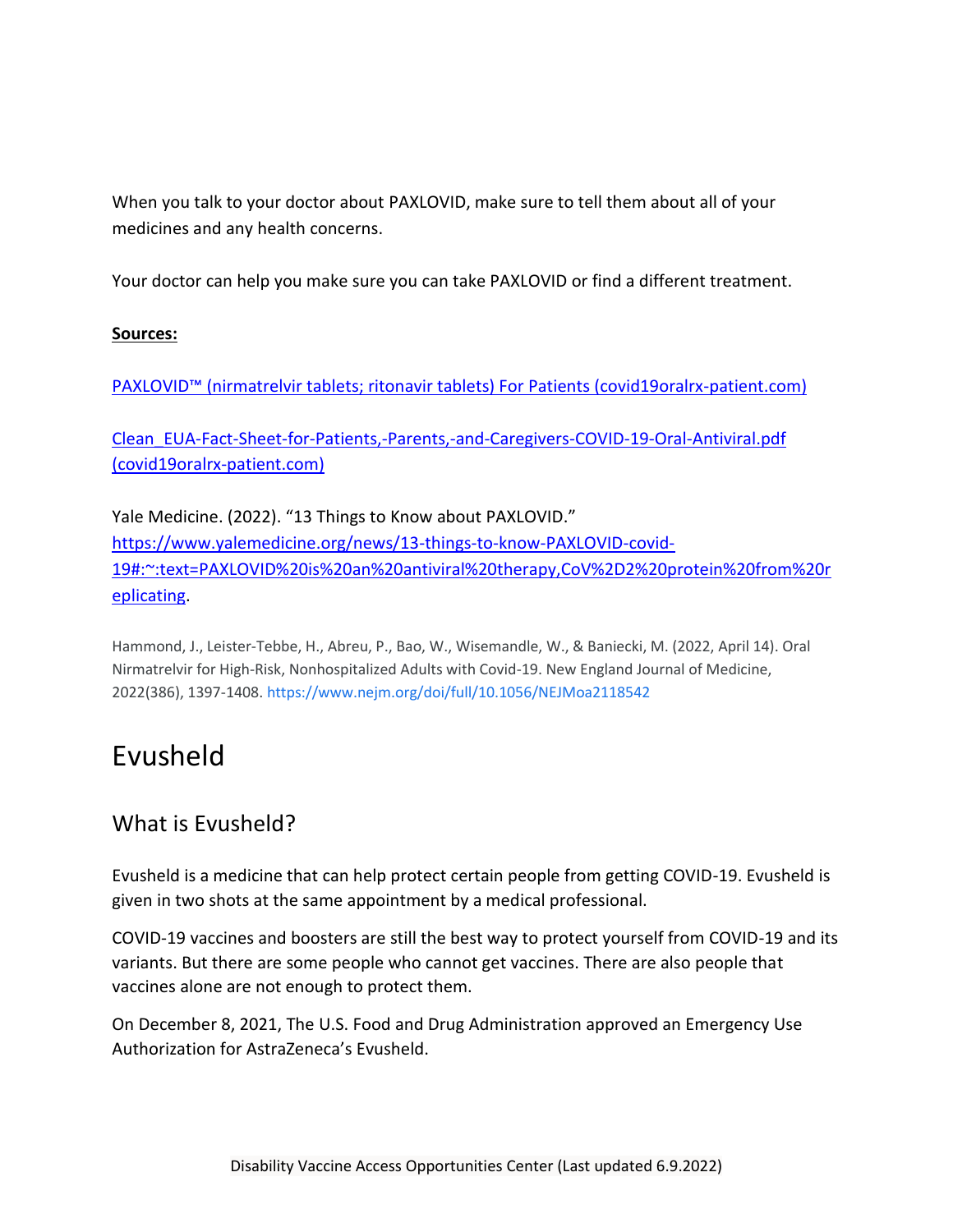When you talk to your doctor about PAXLOVID, make sure to tell them about all of your medicines and any health concerns.

Your doctor can help you make sure you can take PAXLOVID or find a different treatment.

**Sources:**

PAXLOVID™ (nirmatrelvir tablets; ritonavir tablets) For Patients (covid19oralrx-patient.com)

Clean_EUA-Fact-Sheet-for-Patients,-Parents,-and-Caregivers-COVID-19-Oral-Antiviral.pdf (covid19oralrx-patient.com)

Yale Medicine. (2022). "13 Things to Know about PAXLOVID." https://www.yalemedicine.org/news/13-things-to-know-PAXLOVID-covid-19#:~:text=PAXLOVID%20is%20an%20antiviral%20therapy,CoV%2D2%20protein%20from%20replicating.

Hammond, J., Leister-Tebbe, H., Abreu, P., Bao, W., Wisemandle, W., & Baniecki, M. (2022, April 14). Oral Nirmatrelvir for High-Risk, Nonhospitalized Adults with Covid-19. New England Journal of Medicine, 2022(386), 1397-1408. https://www.nejm.org/doi/full/10.1056/NEJMoa2118542

# Evusheld

## What is Evusheld?

Evusheld is a medicine that can help protect certain people from getting COVID-19. Evusheld is given in two shots at the same appointment by a medical professional.

COVID-19 vaccines and boosters are still the best way to protect yourself from COVID-19 and its variants. But there are some people who cannot get vaccines. There are also people that vaccines alone are not enough to protect them.

On December 8, 2021, The U.S. Food and Drug Administration approved an Emergency Use Authorization for AstraZeneca's Evusheld.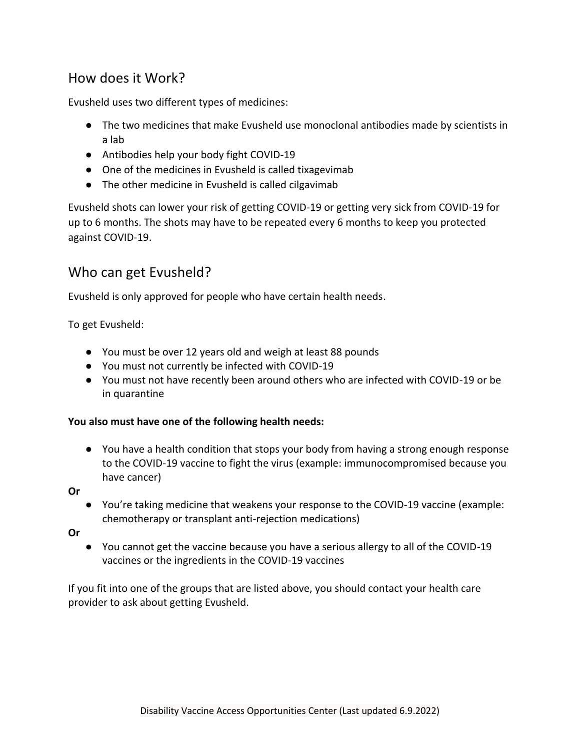## How does it Work?

Evusheld uses two different types of medicines:

- The two medicines that make Evusheld use monoclonal antibodies made by scientists in a lab
- Antibodies help your body fight COVID-19
- One of the medicines in Evusheld is called tixagevimab
- The other medicine in Evusheld is called cilgavimab

Evusheld shots can lower your risk of getting COVID-19 or getting very sick from COVID-19 for up to 6 months. The shots may have to be repeated every 6 months to keep you protected against COVID-19.

## Who can get Evusheld?

Evusheld is only approved for people who have certain health needs.

To get Evusheld:

- You must be over 12 years old and weigh at least 88 pounds
- You must not currently be infected with COVID-19
- You must not have recently been around others who are infected with COVID-19 or be in quarantine

**You also must have one of the following health needs:**

- You have a health condition that stops your body from having a strong enough response to the COVID-19 vaccine to fight the virus (example: immunocompromised because you have cancer)

**Or**

- You're taking medicine that weakens your response to the COVID-19 vaccine (example: chemotherapy or transplant anti-rejection medications)

**Or**

- You cannot get the vaccine because you have a serious allergy to all of the COVID-19 vaccines or the ingredients in the COVID-19 vaccines

If you fit into one of the groups that are listed above, you should contact your health care provider to ask about getting Evusheld.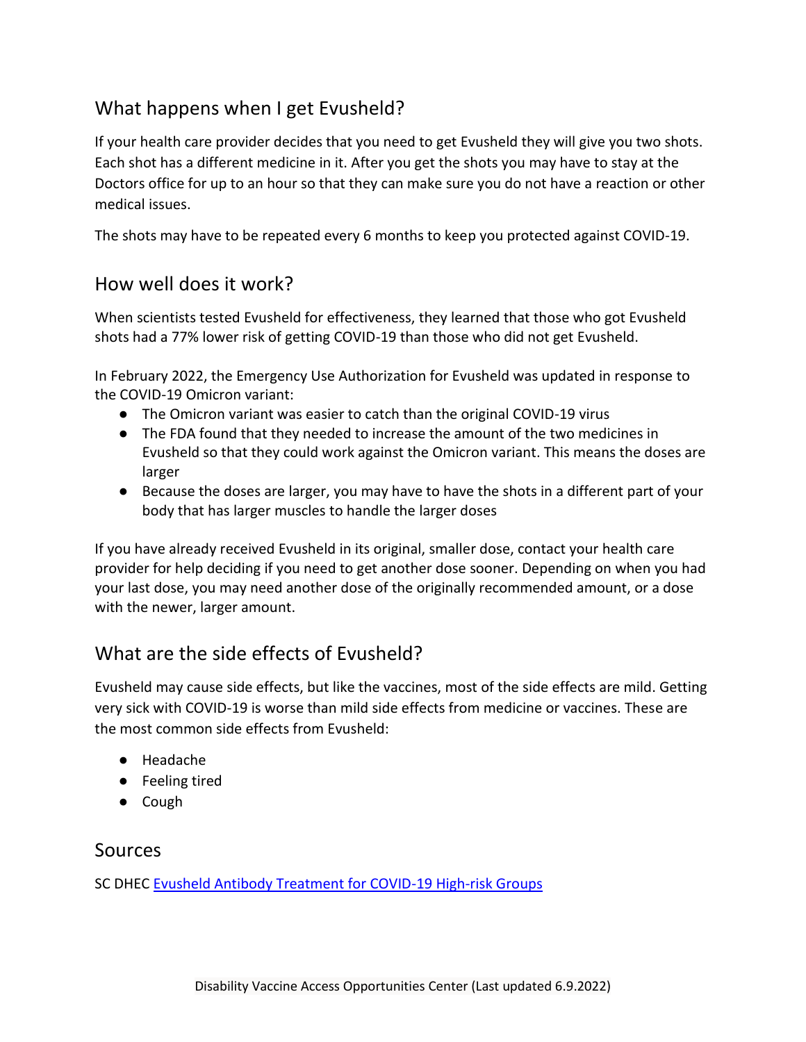## What happens when I get Evusheld?

If your health care provider decides that you need to get Evusheld they will give you two shots. Each shot has a different medicine in it. After you get the shots you may have to stay at the Doctors office for up to an hour so that they can make sure you do not have a reaction or other medical issues.

The shots may have to be repeated every 6 months to keep you protected against COVID-19.

## How well does it work?

When scientists tested Evusheld for effectiveness, they learned that those who got Evusheld shots had a 77% lower risk of getting COVID-19 than those who did not get Evusheld.

In February 2022, the Emergency Use Authorization for Evusheld was updated in response to the COVID-19 Omicron variant:

- The Omicron variant was easier to catch than the original COVID-19 virus
- The FDA found that they needed to increase the amount of the two medicines in Evusheld so that they could work against the Omicron variant. This means the doses are larger
- Because the doses are larger, you may have to have the shots in a different part of your body that has larger muscles to handle the larger doses

If you have already received Evusheld in its original, smaller dose, contact your health care provider for help deciding if you need to get another dose sooner. Depending on when you had your last dose, you may need another dose of the originally recommended amount, or a dose with the newer, larger amount.

## What are the side effects of Evusheld?

Evusheld may cause side effects, but like the vaccines, most of the side effects are mild. Getting very sick with COVID-19 is worse than mild side effects from medicine or vaccines. These are the most common side effects from Evusheld:

- Headache
- Feeling tired
- Cough

## Sources

SC DHEC [Evusheld Antibody Treatment for COVID-19 High-risk Groups]

Disability Vaccine Access Opportunities Center (Last updated 6.9.2022)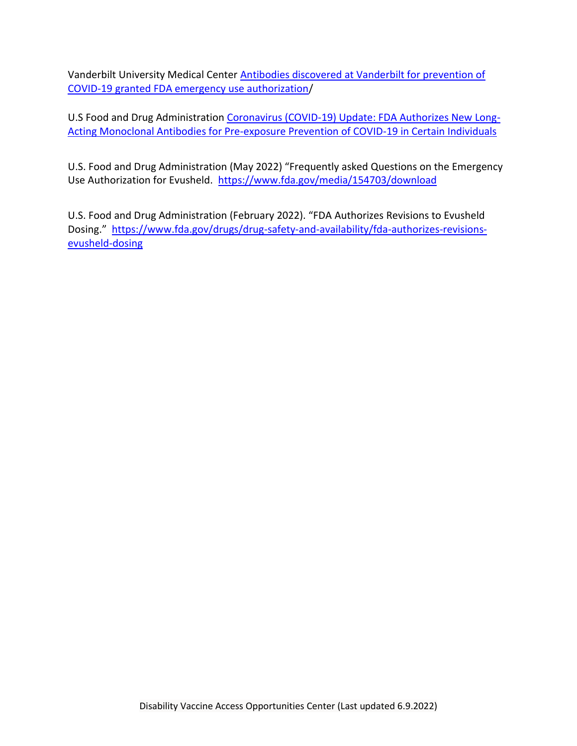Vanderbilt University Medical Center [Antibodies discovered at Vanderbilt for prevention of COVID-19 granted FDA emergency use authorization]/

U.S Food and Drug Administration [Coronavirus (COVID-19) Update: FDA Authorizes New Long-Acting Monoclonal Antibodies for Pre-exposure Prevention of COVID-19 in Certain Individuals]

U.S. Food and Drug Administration (May 2022) "Frequently asked Questions on the Emergency Use Authorization for Evusheld. https://www.fda.gov/media/154703/download

U.S. Food and Drug Administration (February 2022). "FDA Authorizes Revisions to Evusheld Dosing." https://www.fda.gov/drugs/drug-safety-and-availability/fda-authorizes-revisions-evusheld-dosing